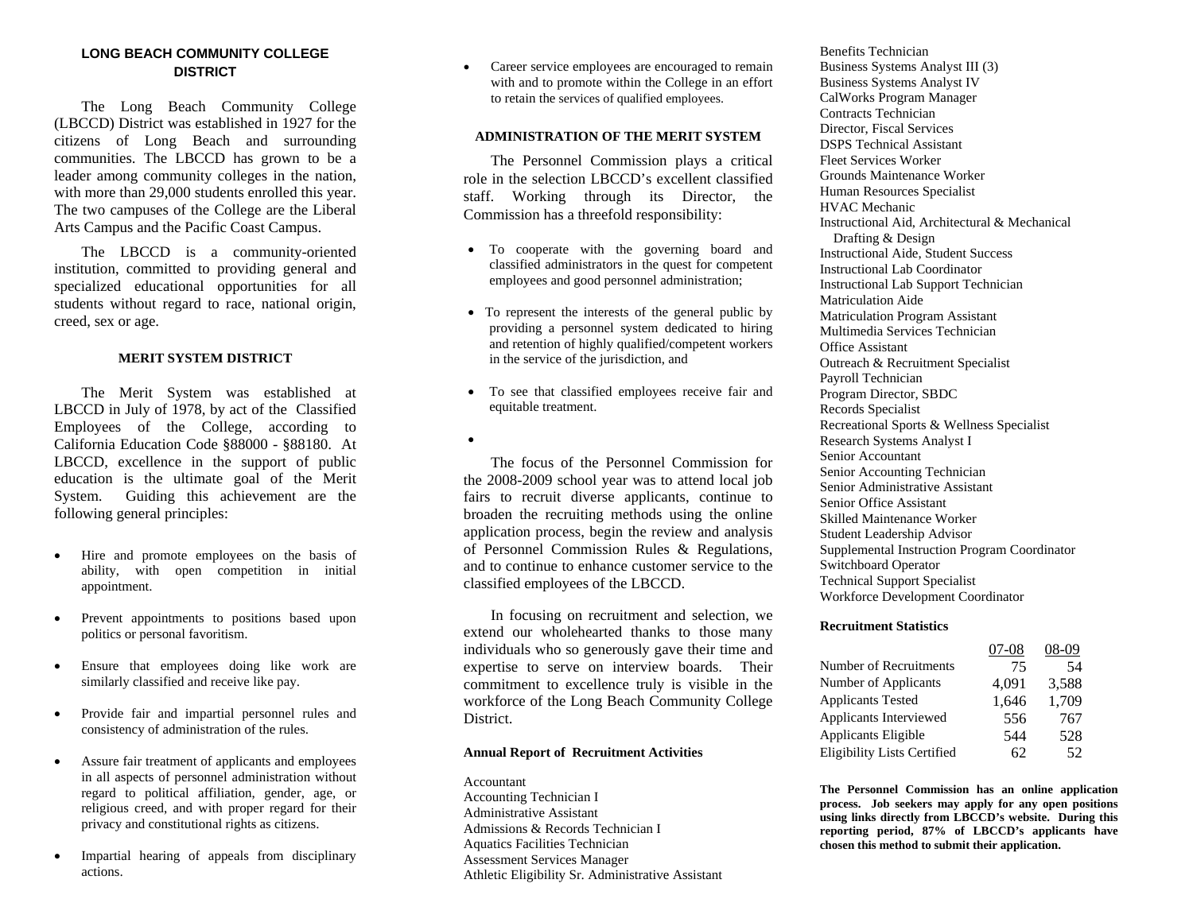## LONG BEACH COMMUNITY COLLEGE DISTRICT

The Long Beach Community College (LBCCD) District was established in 1927 for the citizens of Long Beach and surrounding communities. The LBCCD has grown to be a leader among community colleges in the nation, with more than 29,000 students enrolled this year. The two campuses of the College are the Liberal Arts Campus and the Pacific Coast Campus.

The LBCCD is a community-oriented institution, committed to providing general and specialized educational opportunities for all students without regard to race, national origin, creed, sex or age.

### MERIT SYSTEM DISTRICT

The Merit System was established at LBCCD in July of 1978, by act of the Classified Employees of the College, according to California Education Code §88000 - §88180. At LBCCD, excellence in the support of public education is the ultimate goal of the Merit System. Guiding this achievement are the following general principles:

- Hire and promote employees on the basis of ability, with open competition in initial appointment.
- Prevent appointments to positions based upon politics or personal favoritism.
- Ensure that employees doing like work are similarly classified and receive like pay.
- Provide fair and impartial personnel rules and consistency of administration of the rules.
- Assure fair treatment of applicants and employees in all aspects of personnel administration without regard to political affiliation, gender, age, or religious creed, and with proper regard for their privacy and constitutional rights as citizens.
- Impartial hearing of appeals from disciplinary actions.
- Career service employees are encouraged to remain with and to promote within the College in an effort to retain the services of qualified employees.

### ADMINISTRATION OF THE MERIT SYSTEM

The Personnel Commission plays a critical role in the selection LBCCD's excellent classified staff. Working through its Director, the Commission has a threefold responsibility:

- To cooperate with the governing board and classified administrators in the quest for competent employees and good personnel administration;
- To represent the interests of the general public by providing a personnel system dedicated to hiring and retention of highly qualified/competent workers in the service of the jurisdiction, and
- To see that classified employees receive fair and equitable treatment.

The focus of the Personnel Commission for the 2008-2009 school year was to attend local job fairs to recruit diverse applicants, continue to broaden the recruiting methods using the online application process, begin the review and analysis of Personnel Commission Rules & Regulations, and to continue to enhance customer service to the classified employees of the LBCCD.

In focusing on recruitment and selection, we extend our wholehearted thanks to those many individuals who so generously gave their time and expertise to serve on interview boards. Their commitment to excellence truly is visible in the workforce of the Long Beach Community College District.

### Annual Report of Recruitment Activities

Accountant
Accounting Technician I
Administrative Assistant
Admissions & Records Technician I
Aquatics Facilities Technician
Assessment Services Manager
Athletic Eligibility Sr. Administrative Assistant
Benefits Technician
Business Systems Analyst III (3)
Business Systems Analyst IV
CalWorks Program Manager
Contracts Technician
Director, Fiscal Services
DSPS Technical Assistant
Fleet Services Worker
Grounds Maintenance Worker
Human Resources Specialist
HVAC Mechanic
Instructional Aid, Architectural & Mechanical Drafting & Design
Instructional Aide, Student Success
Instructional Lab Coordinator
Instructional Lab Support Technician
Matriculation Aide
Matriculation Program Assistant
Multimedia Services Technician
Office Assistant
Outreach & Recruitment Specialist
Payroll Technician
Program Director, SBDC
Records Specialist
Recreational Sports & Wellness Specialist
Research Systems Analyst I
Senior Accountant
Senior Accounting Technician
Senior Administrative Assistant
Senior Office Assistant
Skilled Maintenance Worker
Student Leadership Advisor
Supplemental Instruction Program Coordinator
Switchboard Operator
Technical Support Specialist
Workforce Development Coordinator

### Recruitment Statistics

| | 07-08 | 08-09 |
|---|---|---|
| Number of Recruitments | 75 | 54 |
| Number of Applicants | 4,091 | 3,588 |
| Applicants Tested | 1,646 | 1,709 |
| Applicants Interviewed | 556 | 767 |
| Applicants Eligible | 544 | 528 |
| Eligibility Lists Certified | 62 | 52 |

**The Personnel Commission has an online application process. Job seekers may apply for any open positions using links directly from LBCCD's website. During this reporting period, 87% of LBCCD's applicants have chosen this method to submit their application.**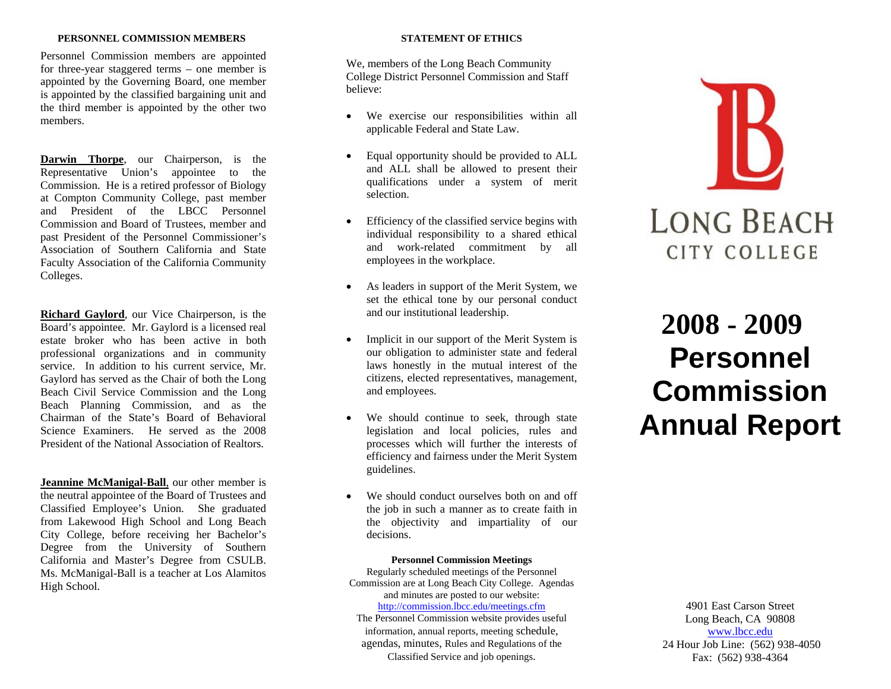## PERSONNEL COMMISSION MEMBERS

Personnel Commission members are appointed for three-year staggered terms – one member is appointed by the Governing Board, one member is appointed by the classified bargaining unit and the third member is appointed by the other two members.

**Darwin Thorpe**, our Chairperson, is the Representative Union's appointee to the Commission. He is a retired professor of Biology at Compton Community College, past member and President of the LBCC Personnel Commission and Board of Trustees, member and past President of the Personnel Commissioner's Association of Southern California and State Faculty Association of the California Community Colleges.

**Richard Gaylord**, our Vice Chairperson, is the Board's appointee. Mr. Gaylord is a licensed real estate broker who has been active in both professional organizations and in community service. In addition to his current service, Mr. Gaylord has served as the Chair of both the Long Beach Civil Service Commission and the Long Beach Planning Commission, and as the Chairman of the State's Board of Behavioral Science Examiners. He served as the 2008 President of the National Association of Realtors.

**Jeannine McManigal-Ball**, our other member is the neutral appointee of the Board of Trustees and Classified Employee's Union. She graduated from Lakewood High School and Long Beach City College, before receiving her Bachelor's Degree from the University of Southern California and Master's Degree from CSULB. Ms. McManigal-Ball is a teacher at Los Alamitos High School.

## STATEMENT OF ETHICS

We, members of the Long Beach Community College District Personnel Commission and Staff believe:

- We exercise our responsibilities within all applicable Federal and State Law.
- Equal opportunity should be provided to ALL and ALL shall be allowed to present their qualifications under a system of merit selection.
- Efficiency of the classified service begins with individual responsibility to a shared ethical and work-related commitment by all employees in the workplace.
- As leaders in support of the Merit System, we set the ethical tone by our personal conduct and our institutional leadership.
- Implicit in our support of the Merit System is our obligation to administer state and federal laws honestly in the mutual interest of the citizens, elected representatives, management, and employees.
- We should continue to seek, through state legislation and local policies, rules and processes which will further the interests of efficiency and fairness under the Merit System guidelines.
- We should conduct ourselves both on and off the job in such a manner as to create faith in the objectivity and impartiality of our decisions.

**Personnel Commission Meetings**

Regularly scheduled meetings of the Personnel Commission are at Long Beach City College. Agendas and minutes are posted to our website: http://commission.lbcc.edu/meetings.cfm
The Personnel Commission website provides useful information, annual reports, meeting schedule, agendas, minutes, Rules and Regulations of the Classified Service and job openings.

LONG BEACH CITY COLLEGE

# 2008 - 2009 Personnel Commission Annual Report

4901 East Carson Street
Long Beach, CA 90808
www.lbcc.edu
24 Hour Job Line: (562) 938-4050
Fax: (562) 938-4364